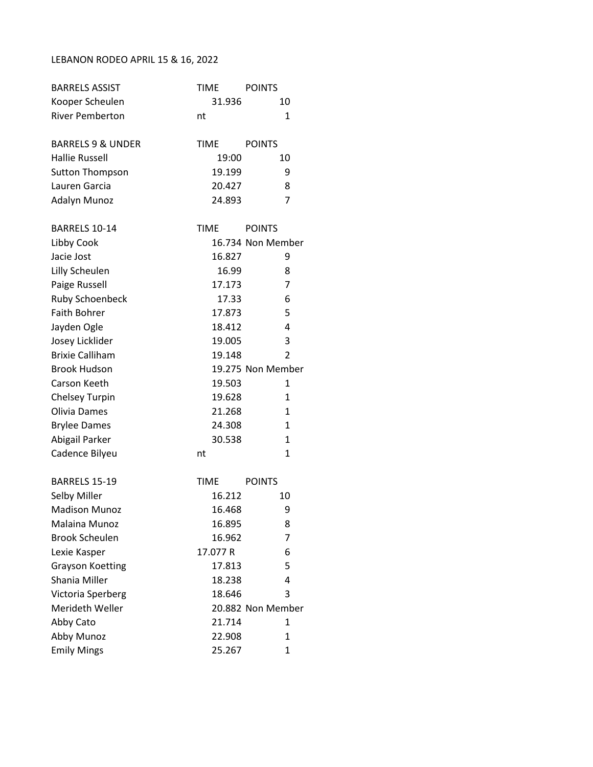# LEBANON RODEO APRIL 15 & 16, 2022

| BARRELS ASSIST | TIME | POINTS |
| --- | --- | --- |
| Kooper Scheulen | 31.936 | 10 |
| River Pemberton | nt | 1 |

| BARRELS 9 & UNDER | TIME | POINTS |
| --- | --- | --- |
| Hallie Russell | 19:00 | 10 |
| Sutton Thompson | 19.199 | 9 |
| Lauren Garcia | 20.427 | 8 |
| Adalyn Munoz | 24.893 | 7 |

| BARRELS 10-14 | TIME | POINTS |
| --- | --- | --- |
| Libby Cook | 16.734 | Non Member |
| Jacie Jost | 16.827 | 9 |
| Lilly Scheulen | 16.99 | 8 |
| Paige Russell | 17.173 | 7 |
| Ruby Schoenbeck | 17.33 | 6 |
| Faith Bohrer | 17.873 | 5 |
| Jayden Ogle | 18.412 | 4 |
| Josey Licklider | 19.005 | 3 |
| Brixie Calliham | 19.148 | 2 |
| Brook Hudson | 19.275 | Non Member |
| Carson Keeth | 19.503 | 1 |
| Chelsey Turpin | 19.628 | 1 |
| Olivia Dames | 21.268 | 1 |
| Brylee Dames | 24.308 | 1 |
| Abigail Parker | 30.538 | 1 |
| Cadence Bilyeu | nt | 1 |

| BARRELS 15-19 | TIME | POINTS |
| --- | --- | --- |
| Selby Miller | 16.212 | 10 |
| Madison Munoz | 16.468 | 9 |
| Malaina Munoz | 16.895 | 8 |
| Brook Scheulen | 16.962 | 7 |
| Lexie Kasper | 17.077 R | 6 |
| Grayson Koetting | 17.813 | 5 |
| Shania Miller | 18.238 | 4 |
| Victoria Sperberg | 18.646 | 3 |
| Merideth Weller | 20.882 | Non Member |
| Abby Cato | 21.714 | 1 |
| Abby Munoz | 22.908 | 1 |
| Emily Mings | 25.267 | 1 |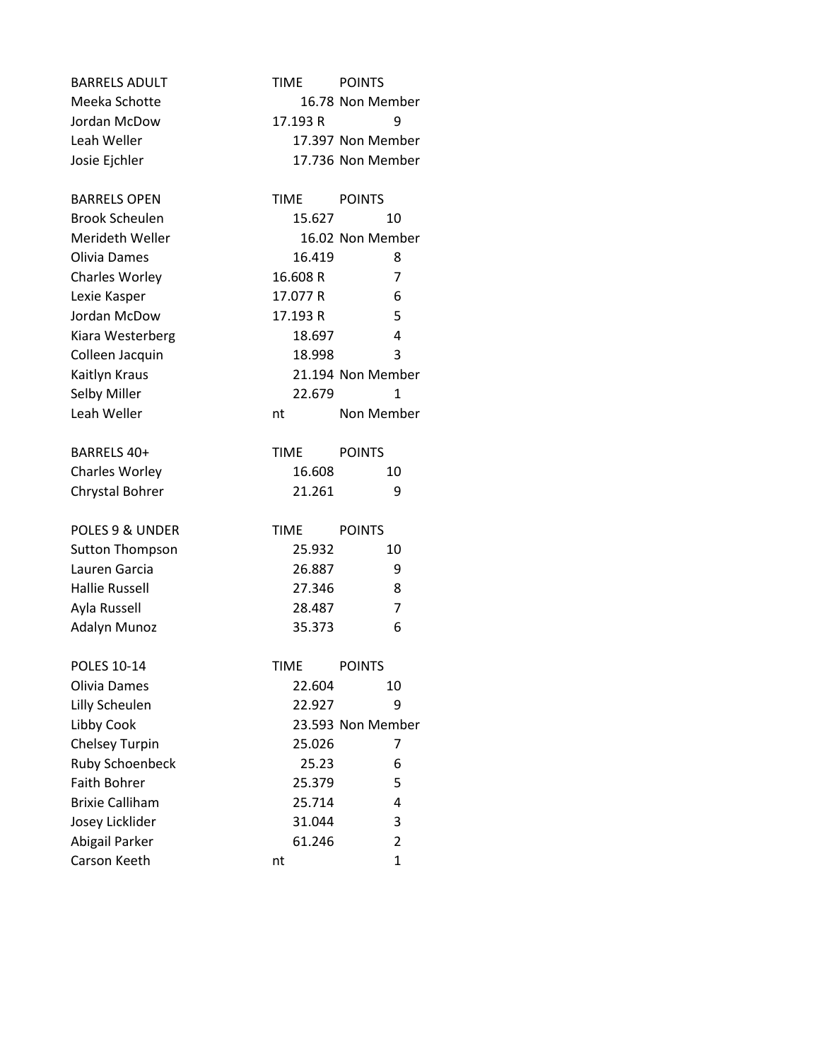| BARRELS ADULT | TIME | POINTS |
|---|---|---|
| Meeka Schotte | 16.78 | Non Member |
| Jordan McDow | 17.193 R | 9 |
| Leah Weller | 17.397 | Non Member |
| Josie Ejchler | 17.736 | Non Member |

| BARRELS OPEN | TIME | POINTS |
|---|---|---|
| Brook Scheulen | 15.627 | 10 |
| Merideth Weller | 16.02 | Non Member |
| Olivia Dames | 16.419 | 8 |
| Charles Worley | 16.608 R | 7 |
| Lexie Kasper | 17.077 R | 6 |
| Jordan McDow | 17.193 R | 5 |
| Kiara Westerberg | 18.697 | 4 |
| Colleen Jacquin | 18.998 | 3 |
| Kaitlyn Kraus | 21.194 | Non Member |
| Selby Miller | 22.679 | 1 |
| Leah Weller | nt | Non Member |

| BARRELS 40+ | TIME | POINTS |
|---|---|---|
| Charles Worley | 16.608 | 10 |
| Chrystal Bohrer | 21.261 | 9 |

| POLES 9 & UNDER | TIME | POINTS |
|---|---|---|
| Sutton Thompson | 25.932 | 10 |
| Lauren Garcia | 26.887 | 9 |
| Hallie Russell | 27.346 | 8 |
| Ayla Russell | 28.487 | 7 |
| Adalyn Munoz | 35.373 | 6 |

| POLES 10-14 | TIME | POINTS |
|---|---|---|
| Olivia Dames | 22.604 | 10 |
| Lilly Scheulen | 22.927 | 9 |
| Libby Cook | 23.593 | Non Member |
| Chelsey Turpin | 25.026 | 7 |
| Ruby Schoenbeck | 25.23 | 6 |
| Faith Bohrer | 25.379 | 5 |
| Brixie Calliham | 25.714 | 4 |
| Josey Licklider | 31.044 | 3 |
| Abigail Parker | 61.246 | 2 |
| Carson Keeth | nt | 1 |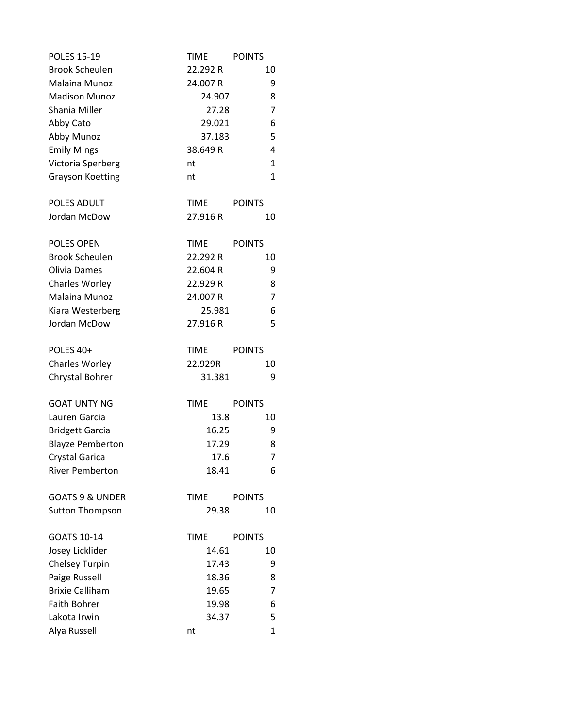| POLES 15-19 | TIME | POINTS |
| --- | --- | --- |
| Brook Scheulen | 22.292 R | 10 |
| Malaina Munoz | 24.007 R | 9 |
| Madison Munoz | 24.907 | 8 |
| Shania Miller | 27.28 | 7 |
| Abby Cato | 29.021 | 6 |
| Abby Munoz | 37.183 | 5 |
| Emily Mings | 38.649 R | 4 |
| Victoria Sperberg | nt | 1 |
| Grayson Koetting | nt | 1 |

| POLES ADULT | TIME | POINTS |
| --- | --- | --- |
| Jordan McDow | 27.916 R | 10 |

| POLES OPEN | TIME | POINTS |
| --- | --- | --- |
| Brook Scheulen | 22.292 R | 10 |
| Olivia Dames | 22.604 R | 9 |
| Charles Worley | 22.929 R | 8 |
| Malaina Munoz | 24.007 R | 7 |
| Kiara Westerberg | 25.981 | 6 |
| Jordan McDow | 27.916 R | 5 |

| POLES 40+ | TIME | POINTS |
| --- | --- | --- |
| Charles Worley | 22.929R | 10 |
| Chrystal Bohrer | 31.381 | 9 |

| GOAT UNTYING | TIME | POINTS |
| --- | --- | --- |
| Lauren Garcia | 13.8 | 10 |
| Bridgett Garcia | 16.25 | 9 |
| Blayze Pemberton | 17.29 | 8 |
| Crystal Garica | 17.6 | 7 |
| River Pemberton | 18.41 | 6 |

| GOATS 9 & UNDER | TIME | POINTS |
| --- | --- | --- |
| Sutton Thompson | 29.38 | 10 |

| GOATS 10-14 | TIME | POINTS |
| --- | --- | --- |
| Josey Licklider | 14.61 | 10 |
| Chelsey Turpin | 17.43 | 9 |
| Paige Russell | 18.36 | 8 |
| Brixie Calliham | 19.65 | 7 |
| Faith Bohrer | 19.98 | 6 |
| Lakota Irwin | 34.37 | 5 |
| Alya Russell | nt | 1 |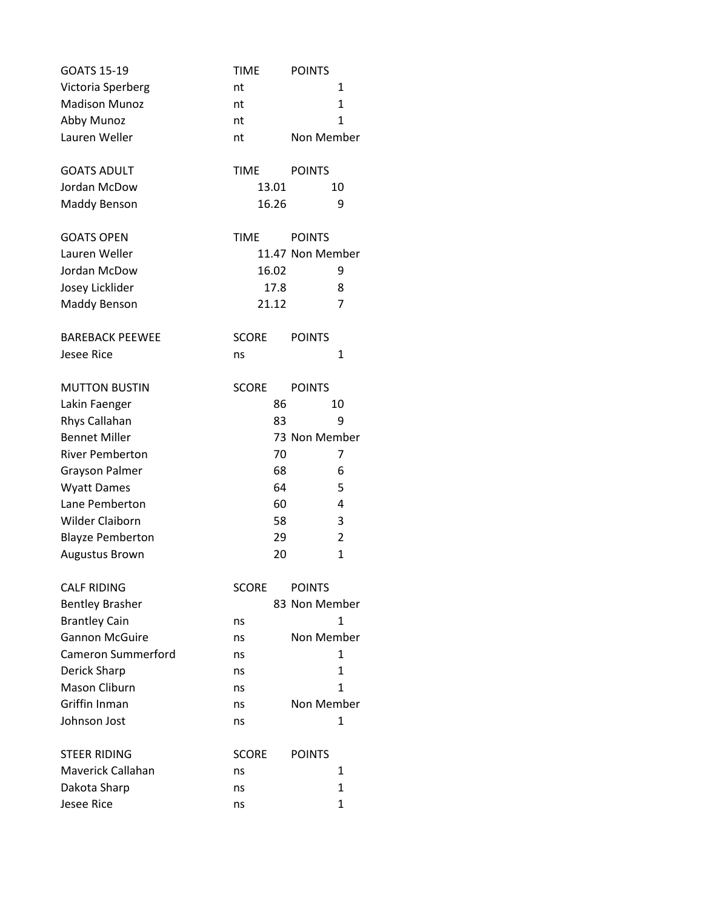| GOATS 15-19 | TIME | POINTS |
|---|---|---|
| Victoria Sperberg | nt | 1 |
| Madison Munoz | nt | 1 |
| Abby Munoz | nt | 1 |
| Lauren Weller | nt | Non Member |

| GOATS ADULT | TIME | POINTS |
|---|---|---|
| Jordan McDow | 13.01 | 10 |
| Maddy Benson | 16.26 | 9 |

| GOATS OPEN | TIME | POINTS |
|---|---|---|
| Lauren Weller | 11.47 | Non Member |
| Jordan McDow | 16.02 | 9 |
| Josey Licklider | 17.8 | 8 |
| Maddy Benson | 21.12 | 7 |

| BAREBACK PEEWEE | SCORE | POINTS |
|---|---|---|
| Jesee Rice | ns | 1 |

| MUTTON BUSTIN | SCORE | POINTS |
|---|---|---|
| Lakin Faenger | 86 | 10 |
| Rhys Callahan | 83 | 9 |
| Bennet Miller | 73 | Non Member |
| River Pemberton | 70 | 7 |
| Grayson Palmer | 68 | 6 |
| Wyatt Dames | 64 | 5 |
| Lane Pemberton | 60 | 4 |
| Wilder Claiborn | 58 | 3 |
| Blayze Pemberton | 29 | 2 |
| Augustus Brown | 20 | 1 |

| CALF RIDING | SCORE | POINTS |
|---|---|---|
| Bentley Brasher | 83 | Non Member |
| Brantley Cain | ns | 1 |
| Gannon McGuire | ns | Non Member |
| Cameron Summerford | ns | 1 |
| Derick Sharp | ns | 1 |
| Mason Cliburn | ns | 1 |
| Griffin Inman | ns | Non Member |
| Johnson Jost | ns | 1 |

| STEER RIDING | SCORE | POINTS |
|---|---|---|
| Maverick Callahan | ns | 1 |
| Dakota Sharp | ns | 1 |
| Jesee Rice | ns | 1 |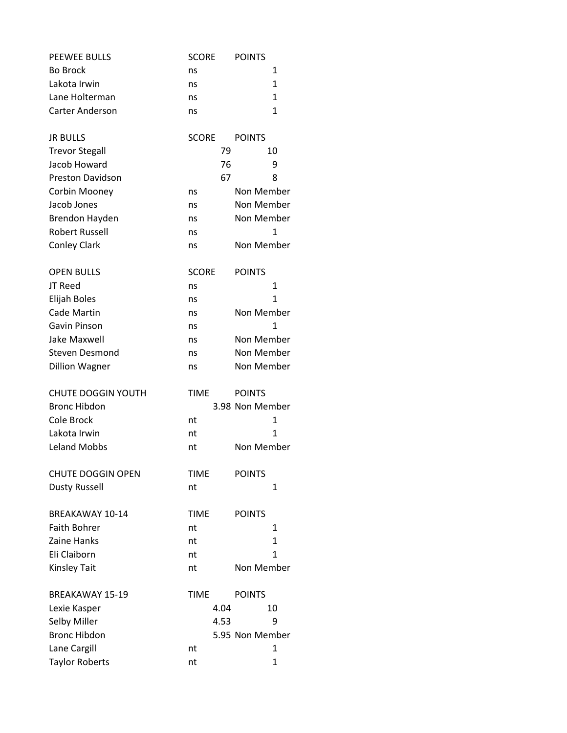| PEEWEE BULLS | SCORE | POINTS |
|---|---|---|
| Bo Brock | ns | 1 |
| Lakota Irwin | ns | 1 |
| Lane Holterman | ns | 1 |
| Carter Anderson | ns | 1 |

| JR BULLS | SCORE | POINTS |
|---|---|---|
| Trevor Stegall | 79 | 10 |
| Jacob Howard | 76 | 9 |
| Preston Davidson | 67 | 8 |
| Corbin Mooney | ns | Non Member |
| Jacob Jones | ns | Non Member |
| Brendon Hayden | ns | Non Member |
| Robert Russell | ns | 1 |
| Conley Clark | ns | Non Member |

| OPEN BULLS | SCORE | POINTS |
|---|---|---|
| JT Reed | ns | 1 |
| Elijah Boles | ns | 1 |
| Cade Martin | ns | Non Member |
| Gavin Pinson | ns | 1 |
| Jake Maxwell | ns | Non Member |
| Steven Desmond | ns | Non Member |
| Dillion Wagner | ns | Non Member |

| CHUTE DOGGIN YOUTH | TIME | POINTS |
|---|---|---|
| Bronc Hibdon | 3.98 | Non Member |
| Cole Brock | nt | 1 |
| Lakota Irwin | nt | 1 |
| Leland Mobbs | nt | Non Member |

| CHUTE DOGGIN OPEN | TIME | POINTS |
|---|---|---|
| Dusty Russell | nt | 1 |

| BREAKAWAY 10-14 | TIME | POINTS |
|---|---|---|
| Faith Bohrer | nt | 1 |
| Zaine Hanks | nt | 1 |
| Eli Claiborn | nt | 1 |
| Kinsley Tait | nt | Non Member |

| BREAKAWAY 15-19 | TIME | POINTS |
|---|---|---|
| Lexie Kasper | 4.04 | 10 |
| Selby Miller | 4.53 | 9 |
| Bronc Hibdon | 5.95 | Non Member |
| Lane Cargill | nt | 1 |
| Taylor Roberts | nt | 1 |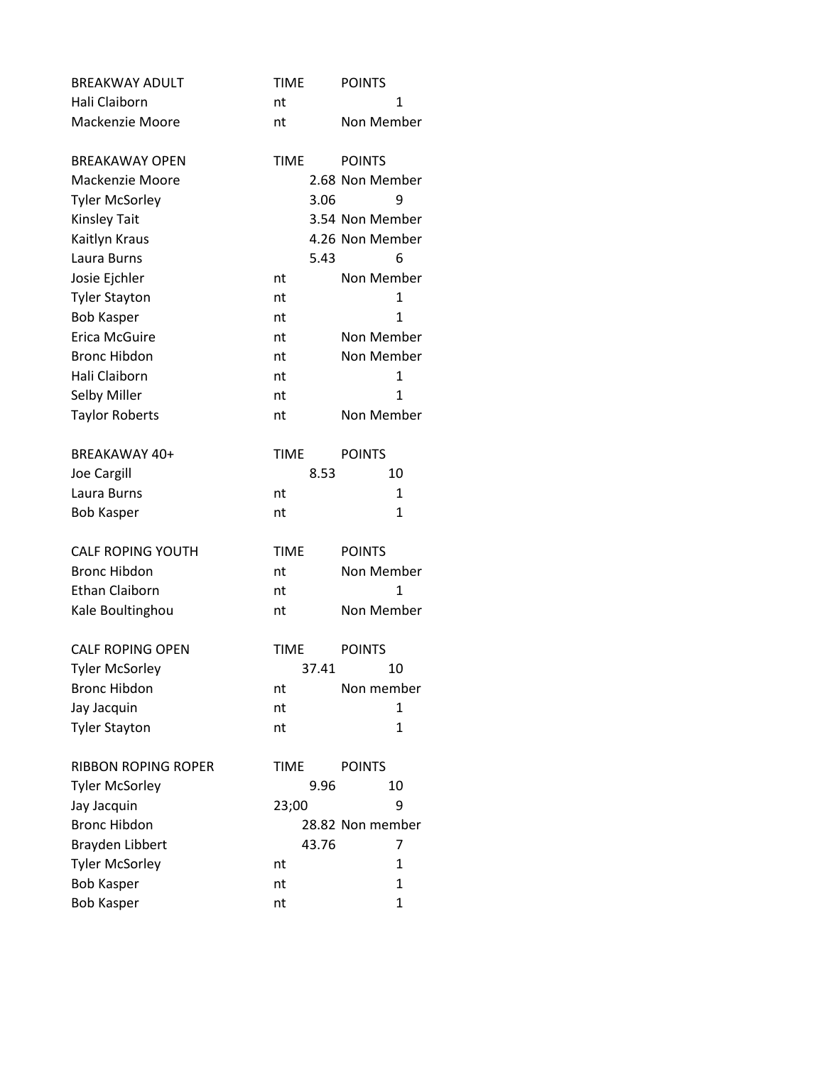| BREAKWAY ADULT | TIME | POINTS |
|---|---|---|
| Hali Claiborn | nt | 1 |
| Mackenzie Moore | nt | Non Member |

| BREAKAWAY OPEN | TIME | POINTS |
|---|---|---|
| Mackenzie Moore | 2.68 | Non Member |
| Tyler McSorley | 3.06 | 9 |
| Kinsley Tait | 3.54 | Non Member |
| Kaitlyn Kraus | 4.26 | Non Member |
| Laura Burns | 5.43 | 6 |
| Josie Ejchler | nt | Non Member |
| Tyler Stayton | nt | 1 |
| Bob Kasper | nt | 1 |
| Erica McGuire | nt | Non Member |
| Bronc Hibdon | nt | Non Member |
| Hali Claiborn | nt | 1 |
| Selby Miller | nt | 1 |
| Taylor Roberts | nt | Non Member |

| BREAKAWAY 40+ | TIME | POINTS |
|---|---|---|
| Joe Cargill | 8.53 | 10 |
| Laura Burns | nt | 1 |
| Bob Kasper | nt | 1 |

| CALF ROPING YOUTH | TIME | POINTS |
|---|---|---|
| Bronc Hibdon | nt | Non Member |
| Ethan Claiborn | nt | 1 |
| Kale Boultinghou | nt | Non Member |

| CALF ROPING OPEN | TIME | POINTS |
|---|---|---|
| Tyler McSorley | 37.41 | 10 |
| Bronc Hibdon | nt | Non member |
| Jay Jacquin | nt | 1 |
| Tyler Stayton | nt | 1 |

| RIBBON ROPING ROPER | TIME | POINTS |
|---|---|---|
| Tyler McSorley | 9.96 | 10 |
| Jay Jacquin | 23;00 | 9 |
| Bronc Hibdon | 28.82 | Non member |
| Brayden Libbert | 43.76 | 7 |
| Tyler McSorley | nt | 1 |
| Bob Kasper | nt | 1 |
| Bob Kasper | nt | 1 |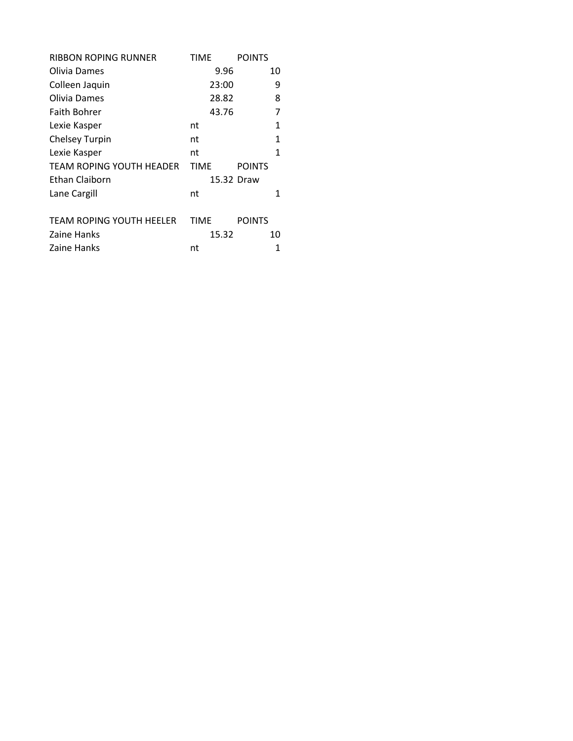| RIBBON ROPING RUNNER | TIME | POINTS |
| --- | --- | --- |
| Olivia Dames | 9.96 | 10 |
| Colleen Jaquin | 23:00 | 9 |
| Olivia Dames | 28.82 | 8 |
| Faith Bohrer | 43.76 | 7 |
| Lexie Kasper | nt | 1 |
| Chelsey Turpin | nt | 1 |
| Lexie Kasper | nt | 1 |

| TEAM ROPING YOUTH HEADER | TIME | POINTS |
| --- | --- | --- |
| Ethan Claiborn | 15.32 | Draw |
| Lane Cargill | nt | 1 |

| TEAM ROPING YOUTH HEELER | TIME | POINTS |
| --- | --- | --- |
| Zaine Hanks | 15.32 | 10 |
| Zaine Hanks | nt | 1 |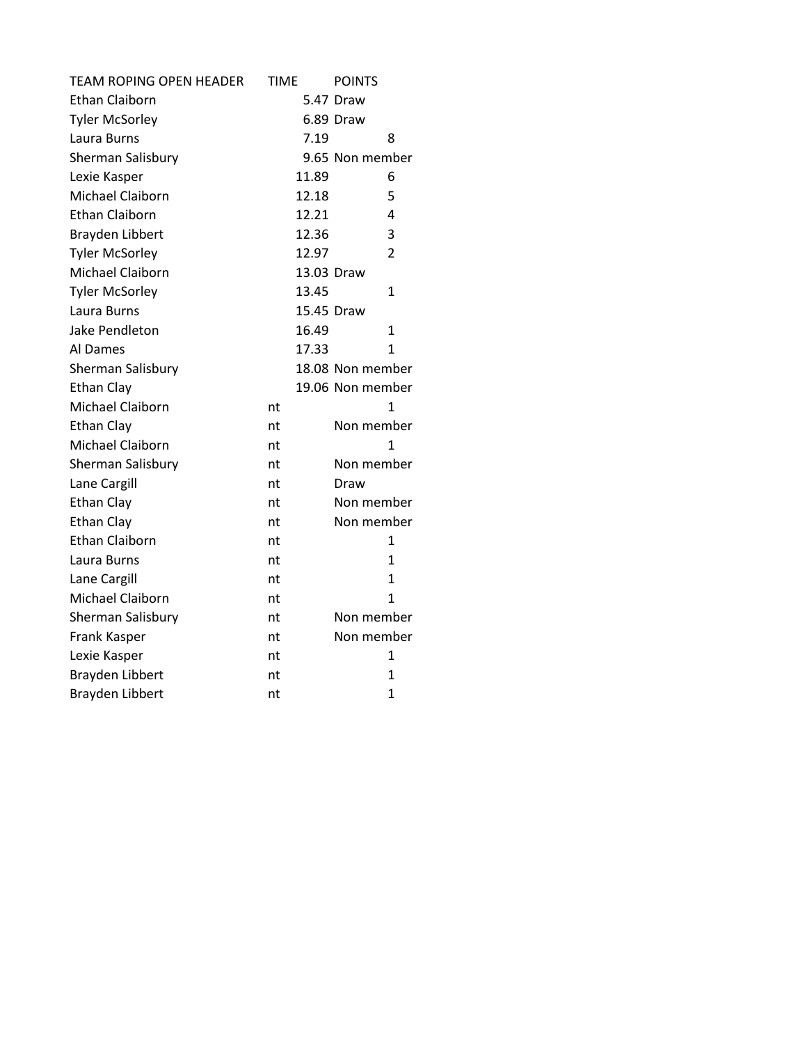| TEAM ROPING OPEN HEADER | TIME | POINTS |
|---|---|---|
| Ethan Claiborn | 5.47 | Draw |
| Tyler McSorley | 6.89 | Draw |
| Laura Burns | 7.19 | 8 |
| Sherman Salisbury | 9.65 | Non member |
| Lexie Kasper | 11.89 | 6 |
| Michael Claiborn | 12.18 | 5 |
| Ethan Claiborn | 12.21 | 4 |
| Brayden Libbert | 12.36 | 3 |
| Tyler McSorley | 12.97 | 2 |
| Michael Claiborn | 13.03 | Draw |
| Tyler McSorley | 13.45 | 1 |
| Laura Burns | 15.45 | Draw |
| Jake Pendleton | 16.49 | 1 |
| Al Dames | 17.33 | 1 |
| Sherman Salisbury | 18.08 | Non member |
| Ethan Clay | 19.06 | Non member |
| Michael Claiborn | nt | 1 |
| Ethan Clay | nt | Non member |
| Michael Claiborn | nt | 1 |
| Sherman Salisbury | nt | Non member |
| Lane Cargill | nt | Draw |
| Ethan Clay | nt | Non member |
| Ethan Clay | nt | Non member |
| Ethan Claiborn | nt | 1 |
| Laura Burns | nt | 1 |
| Lane Cargill | nt | 1 |
| Michael Claiborn | nt | 1 |
| Sherman Salisbury | nt | Non member |
| Frank Kasper | nt | Non member |
| Lexie Kasper | nt | 1 |
| Brayden Libbert | nt | 1 |
| Brayden Libbert | nt | 1 |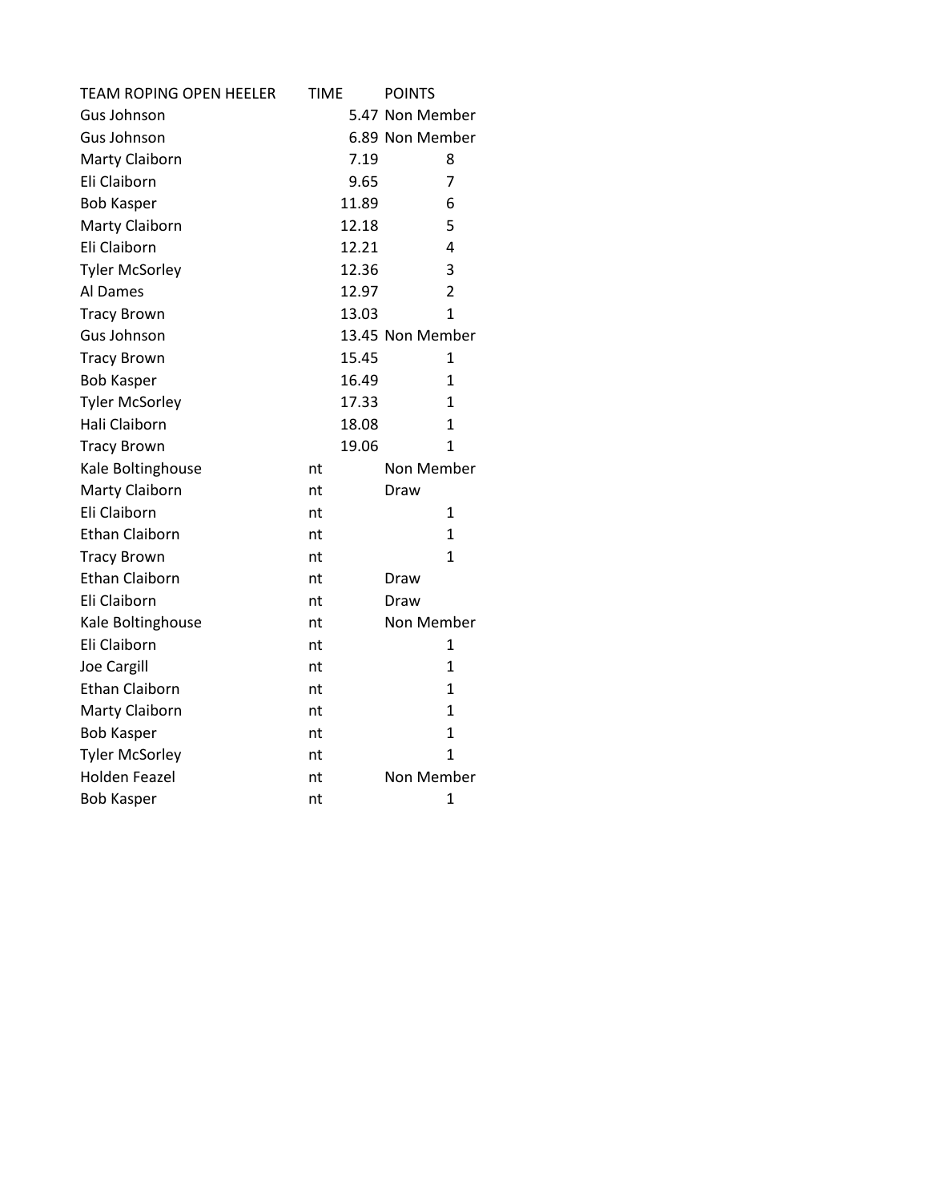| TEAM ROPING OPEN HEELER | TIME | POINTS |
|---|---|---|
| Gus Johnson | 5.47 | Non Member |
| Gus Johnson | 6.89 | Non Member |
| Marty Claiborn | 7.19 | 8 |
| Eli Claiborn | 9.65 | 7 |
| Bob Kasper | 11.89 | 6 |
| Marty Claiborn | 12.18 | 5 |
| Eli Claiborn | 12.21 | 4 |
| Tyler McSorley | 12.36 | 3 |
| Al Dames | 12.97 | 2 |
| Tracy Brown | 13.03 | 1 |
| Gus Johnson | 13.45 | Non Member |
| Tracy Brown | 15.45 | 1 |
| Bob Kasper | 16.49 | 1 |
| Tyler McSorley | 17.33 | 1 |
| Hali Claiborn | 18.08 | 1 |
| Tracy Brown | 19.06 | 1 |
| Kale Boltinghouse | nt | Non Member |
| Marty Claiborn | nt | Draw |
| Eli Claiborn | nt | 1 |
| Ethan Claiborn | nt | 1 |
| Tracy Brown | nt | 1 |
| Ethan Claiborn | nt | Draw |
| Eli Claiborn | nt | Draw |
| Kale Boltinghouse | nt | Non Member |
| Eli Claiborn | nt | 1 |
| Joe Cargill | nt | 1 |
| Ethan Claiborn | nt | 1 |
| Marty Claiborn | nt | 1 |
| Bob Kasper | nt | 1 |
| Tyler McSorley | nt | 1 |
| Holden Feazel | nt | Non Member |
| Bob Kasper | nt | 1 |